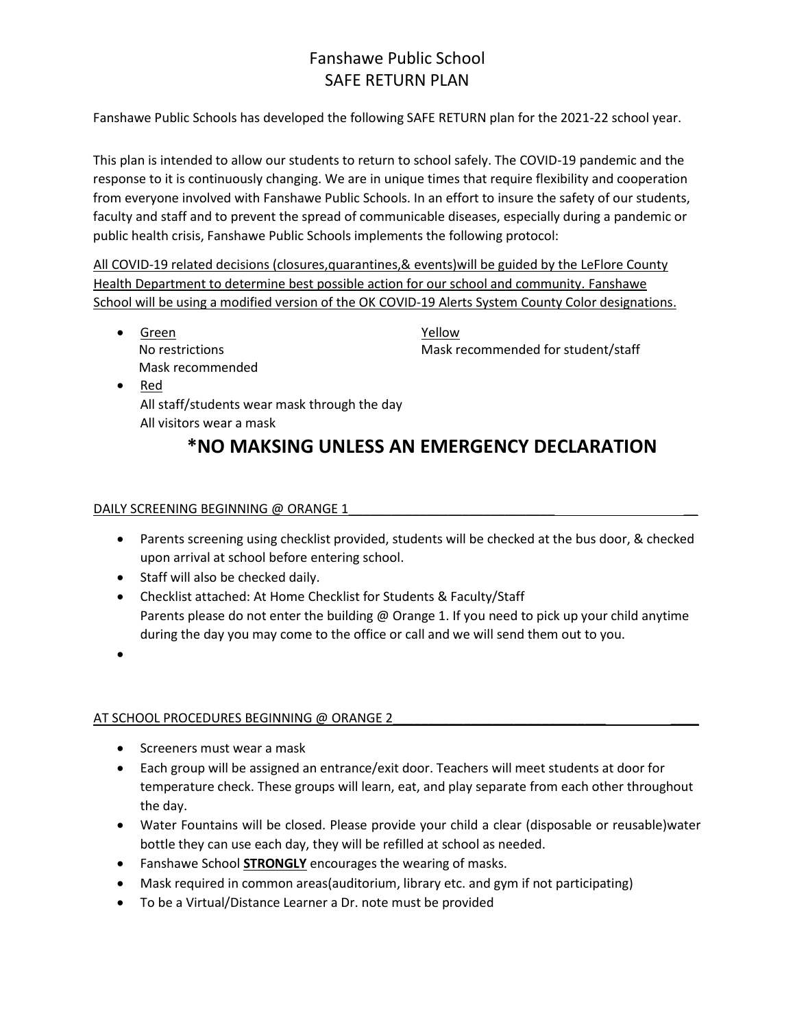# Fanshawe Public School
# SAFE RETURN PLAN

Fanshawe Public Schools has developed the following SAFE RETURN plan for the 2021-22 school year.

This plan is intended to allow our students to return to school safely. The COVID-19 pandemic and the response to it is continuously changing. We are in unique times that require flexibility and cooperation from everyone involved with Fanshawe Public Schools. In an effort to insure the safety of our students, faculty and staff and to prevent the spread of communicable diseases, especially during a pandemic or public health crisis, Fanshawe Public Schools implements the following protocol:

<u>All COVID-19 related decisions (closures,quarantines,& events)will be guided by the LeFlore County Health Department to determine best possible action for our school and community. Fanshawe School will be using a modified version of the OK COVID-19 Alerts System County Color designations.</u>

- <u>Green</u>
  No restrictions
  Mask recommended

  <u>Yellow</u>
  Mask recommended for student/staff
- <u>Red</u>
  All staff/students wear mask through the day
  All visitors wear a mask

## *NO MAKSING UNLESS AN EMERGENCY DECLARATION

<u>DAILY SCREENING BEGINNING @ ORANGE 1</u>

- Parents screening using checklist provided, students will be checked at the bus door, & checked upon arrival at school before entering school.
- Staff will also be checked daily.
- Checklist attached: At Home Checklist for Students & Faculty/Staff
  Parents please do not enter the building @ Orange 1. If you need to pick up your child anytime during the day you may come to the office or call and we will send them out to you.

<u>AT SCHOOL PROCEDURES BEGINNING @ ORANGE 2</u>

- Screeners must wear a mask
- Each group will be assigned an entrance/exit door. Teachers will meet students at door for temperature check. These groups will learn, eat, and play separate from each other throughout the day.
- Water Fountains will be closed. Please provide your child a clear (disposable or reusable)water bottle they can use each day, they will be refilled at school as needed.
- Fanshawe School **<u>STRONGLY</u>** encourages the wearing of masks.
- Mask required in common areas(auditorium, library etc. and gym if not participating)
- To be a Virtual/Distance Learner a Dr. note must be provided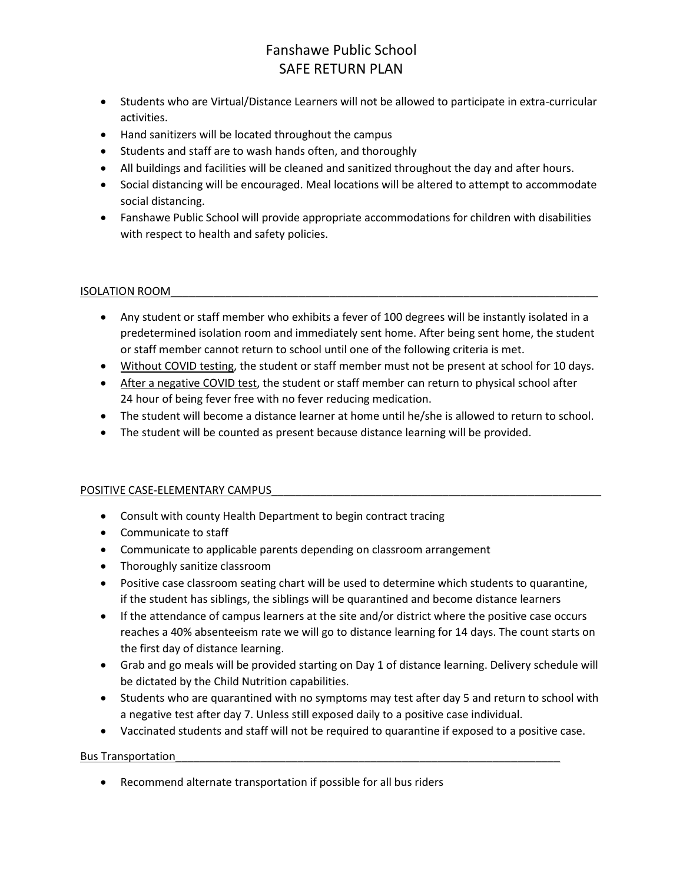# Fanshawe Public School
# SAFE RETURN PLAN

- Students who are Virtual/Distance Learners will not be allowed to participate in extra-curricular activities.
- Hand sanitizers will be located throughout the campus
- Students and staff are to wash hands often, and thoroughly
- All buildings and facilities will be cleaned and sanitized throughout the day and after hours.
- Social distancing will be encouraged. Meal locations will be altered to attempt to accommodate social distancing.
- Fanshawe Public School will provide appropriate accommodations for children with disabilities with respect to health and safety policies.

## ISOLATION ROOM

- Any student or staff member who exhibits a fever of 100 degrees will be instantly isolated in a predetermined isolation room and immediately sent home. After being sent home, the student or staff member cannot return to school until one of the following criteria is met.
- Without COVID testing, the student or staff member must not be present at school for 10 days.
- After a negative COVID test, the student or staff member can return to physical school after 24 hour of being fever free with no fever reducing medication.
- The student will become a distance learner at home until he/she is allowed to return to school.
- The student will be counted as present because distance learning will be provided.

## POSITIVE CASE-ELEMENTARY CAMPUS

- Consult with county Health Department to begin contract tracing
- Communicate to staff
- Communicate to applicable parents depending on classroom arrangement
- Thoroughly sanitize classroom
- Positive case classroom seating chart will be used to determine which students to quarantine, if the student has siblings, the siblings will be quarantined and become distance learners
- If the attendance of campus learners at the site and/or district where the positive case occurs reaches a 40% absenteeism rate we will go to distance learning for 14 days. The count starts on the first day of distance learning.
- Grab and go meals will be provided starting on Day 1 of distance learning. Delivery schedule will be dictated by the Child Nutrition capabilities.
- Students who are quarantined with no symptoms may test after day 5 and return to school with a negative test after day 7. Unless still exposed daily to a positive case individual.
- Vaccinated students and staff will not be required to quarantine if exposed to a positive case.

## Bus Transportation

- Recommend alternate transportation if possible for all bus riders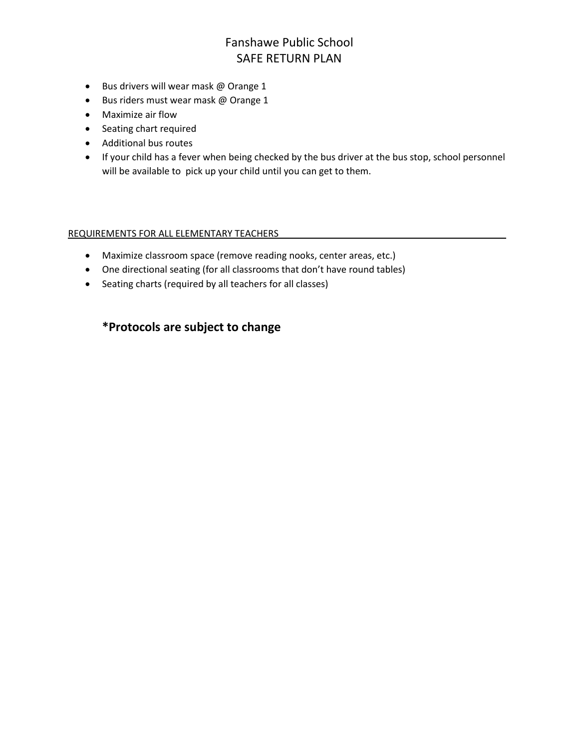# Fanshawe Public School
## SAFE RETURN PLAN

- Bus drivers will wear mask @ Orange 1
- Bus riders must wear mask @ Orange 1
- Maximize air flow
- Seating chart required
- Additional bus routes
- If your child has a fever when being checked by the bus driver at the bus stop, school personnel will be available to pick up your child until you can get to them.

REQUIREMENTS FOR ALL ELEMENTARY TEACHERS

- Maximize classroom space (remove reading nooks, center areas, etc.)
- One directional seating (for all classrooms that don't have round tables)
- Seating charts (required by all teachers for all classes)

**\*Protocols are subject to change**